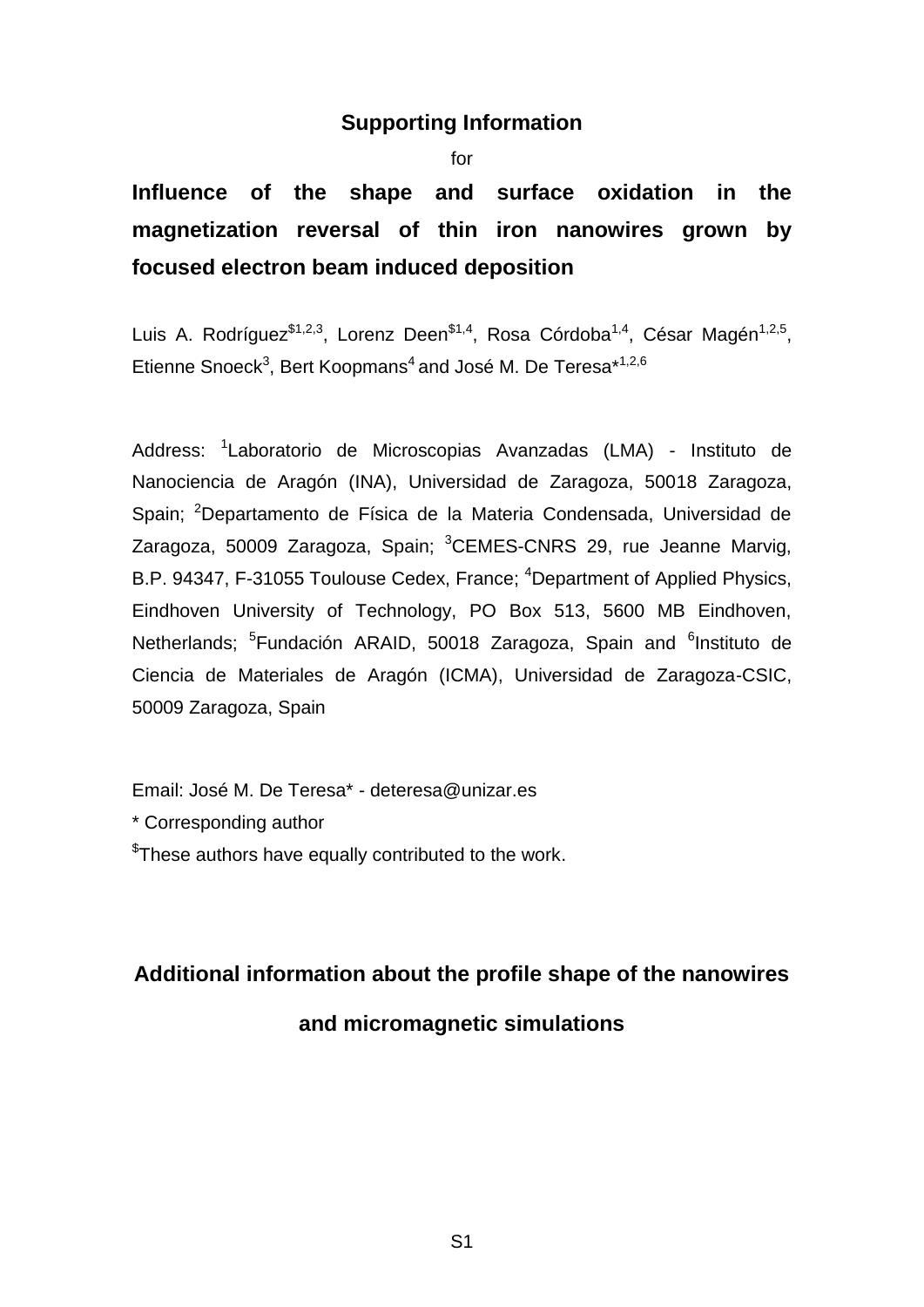**Supporting Information**

for

# Influence of the shape and surface oxidation in the magnetization reversal of thin iron nanowires grown by focused electron beam induced deposition

Luis A. Rodríguez[$1,2,3], Lorenz Deen[$1,4], Rosa Córdoba[1,4], César Magén[1,2,5], Etienne Snoeck[3], Bert Koopmans[4] and José M. De Teresa*[1,2,6]

Address: [1]Laboratorio de Microscopias Avanzadas (LMA) - Instituto de Nanociencia de Aragón (INA), Universidad de Zaragoza, 50018 Zaragoza, Spain; [2]Departamento de Física de la Materia Condensada, Universidad de Zaragoza, 50009 Zaragoza, Spain; [3]CEMES-CNRS 29, rue Jeanne Marvig, B.P. 94347, F-31055 Toulouse Cedex, France; [4]Department of Applied Physics, Eindhoven University of Technology, PO Box 513, 5600 MB Eindhoven, Netherlands; [5]Fundación ARAID, 50018 Zaragoza, Spain and [6]Instituto de Ciencia de Materiales de Aragón (ICMA), Universidad de Zaragoza-CSIC, 50009 Zaragoza, Spain

Email: José M. De Teresa* - deteresa@unizar.es

* Corresponding author

[$]These authors have equally contributed to the work.

## Additional information about the profile shape of the nanowires and micromagnetic simulations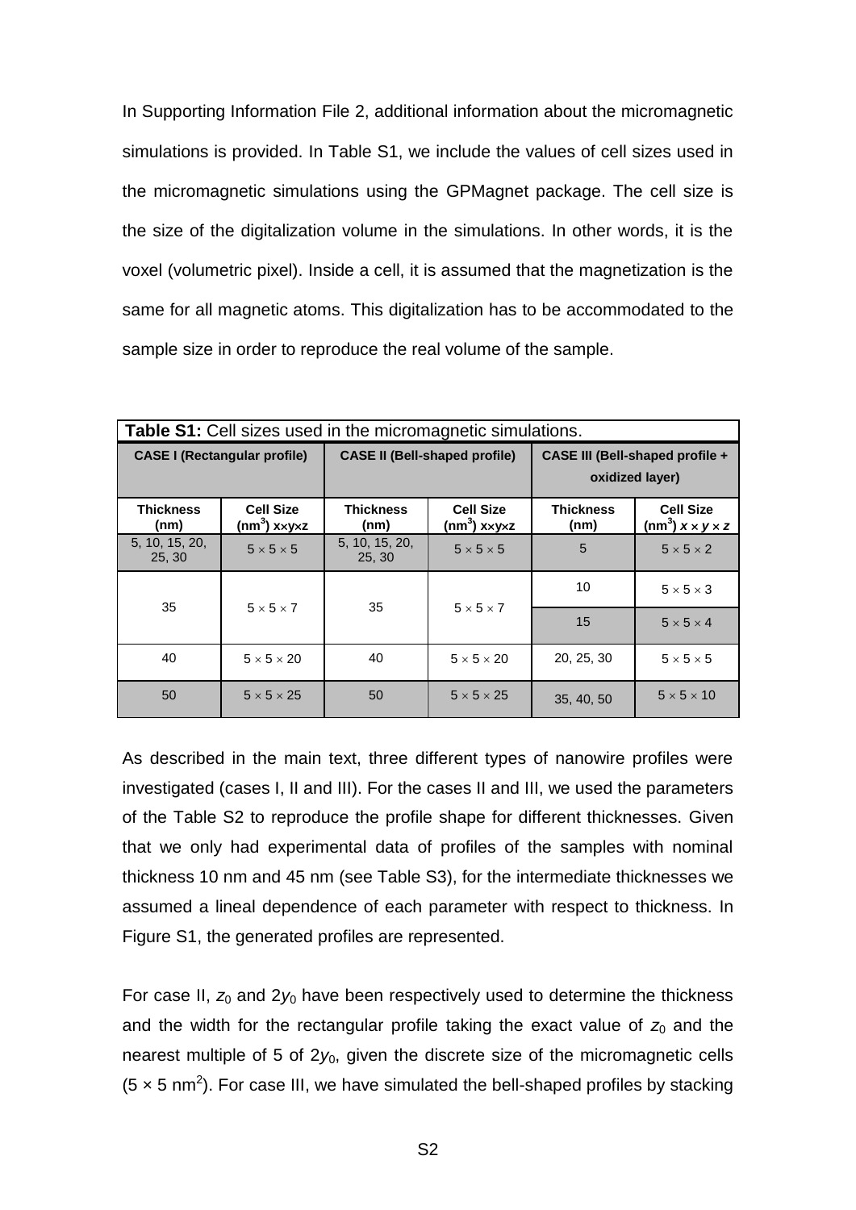In Supporting Information File 2, additional information about the micromagnetic simulations is provided. In Table S1, we include the values of cell sizes used in the micromagnetic simulations using the GPMagnet package. The cell size is the size of the digitalization volume in the simulations. In other words, it is the voxel (volumetric pixel). Inside a cell, it is assumed that the magnetization is the same for all magnetic atoms. This digitalization has to be accommodated to the sample size in order to reproduce the real volume of the sample.

**Table S1:** Cell sizes used in the micromagnetic simulations.

| CASE I (Rectangular profile) | | CASE II (Bell-shaped profile) | | CASE III (Bell-shaped profile + oxidized layer) | |
|---|---|---|---|---|---|
| **Thickness (nm)** | **Cell Size ($nm^3$) x×y×z** | **Thickness (nm)** | **Cell Size ($nm^3$) x×y×z** | **Thickness (nm)** | **Cell Size ($nm^3$) $x \times y \times z$** |
| 5, 10, 15, 20, 25, 30 | 5 × 5 × 5 | 5, 10, 15, 20, 25, 30 | 5 × 5 × 5 | 5 | 5 × 5 × 2 |
| 35 | 5 × 5 × 7 | 35 | 5 × 5 × 7 | 10 | 5 × 5 × 3 |
| | | | | 15 | 5 × 5 × 4 |
| 40 | 5 × 5 × 20 | 40 | 5 × 5 × 20 | 20, 25, 30 | 5 × 5 × 5 |
| 50 | 5 × 5 × 25 | 50 | 5 × 5 × 25 | 35, 40, 50 | 5 × 5 × 10 |

As described in the main text, three different types of nanowire profiles were investigated (cases I, II and III). For the cases II and III, we used the parameters of the Table S2 to reproduce the profile shape for different thicknesses. Given that we only had experimental data of profiles of the samples with nominal thickness 10 nm and 45 nm (see Table S3), for the intermediate thicknesses we assumed a lineal dependence of each parameter with respect to thickness. In Figure S1, the generated profiles are represented.

For case II, $z_0$ and $2y_0$ have been respectively used to determine the thickness and the width for the rectangular profile taking the exact value of $z_0$ and the nearest multiple of 5 of $2y_0$, given the discrete size of the micromagnetic cells ($5 \times 5$ $nm^2$). For case III, we have simulated the bell-shaped profiles by stacking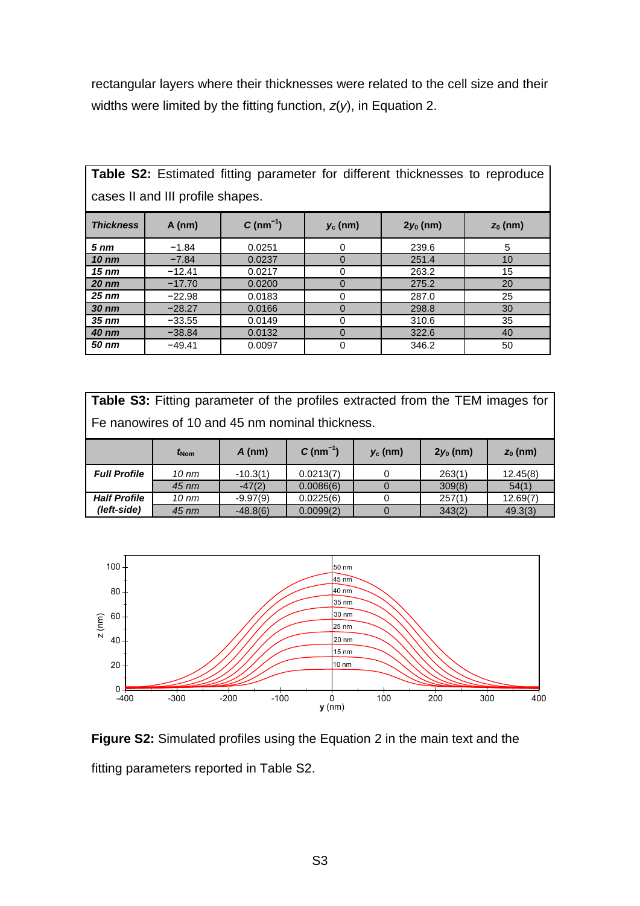rectangular layers where their thicknesses were related to the cell size and their widths were limited by the fitting function, $z(y)$, in Equation 2.

**Table S2:** Estimated fitting parameter for different thicknesses to reproduce cases II and III profile shapes.

| *Thickness* | A (nm) | $C$ (nm$^{-1}$) | $y_c$ (nm) | $2y_0$ (nm) | $z_0$ (nm) |
|---|---|---|---|---|---|
| *5 nm* | −1.84 | 0.0251 | 0 | 239.6 | 5 |
| *10 nm* | −7.84 | 0.0237 | 0 | 251.4 | 10 |
| *15 nm* | −12.41 | 0.0217 | 0 | 263.2 | 15 |
| *20 nm* | −17.70 | 0.0200 | 0 | 275.2 | 20 |
| *25 nm* | −22.98 | 0.0183 | 0 | 287.0 | 25 |
| *30 nm* | −28.27 | 0.0166 | 0 | 298.8 | 30 |
| *35 nm* | −33.55 | 0.0149 | 0 | 310.6 | 35 |
| *40 nm* | −38.84 | 0.0132 | 0 | 322.6 | 40 |
| *50 nm* | −49.41 | 0.0097 | 0 | 346.2 | 50 |

**Table S3:** Fitting parameter of the profiles extracted from the TEM images for Fe nanowires of 10 and 45 nm nominal thickness.

| | $t_{Nom}$ | $A$ (nm) | $C$ (nm$^{-1}$) | $y_c$ (nm) | $2y_0$ (nm) | $z_0$ (nm) |
|---|---|---|---|---|---|---|
| ***Full Profile*** | *10 nm* | -10.3(1) | 0.0213(7) | 0 | 263(1) | 12.45(8) |
| | *45 nm* | -47(2) | 0.0086(6) | 0 | 309(8) | 54(1) |
| ***Half Profile (left-side)*** | *10 nm* | -9.97(9) | 0.0225(6) | 0 | 257(1) | 12.69(7) |
| | *45 nm* | -48.8(6) | 0.0099(2) | 0 | 343(2) | 49.3(3) |

100
80
60
40
20
0
z (nm)
-400 -300 -200 -100 0 100 200 300 400
y (nm)
50 nm
45 nm
40 nm
35 nm
30 nm
25 nm
20 nm
15 nm
10 nm

**Figure S2:** Simulated profiles using the Equation 2 in the main text and the fitting parameters reported in Table S2.